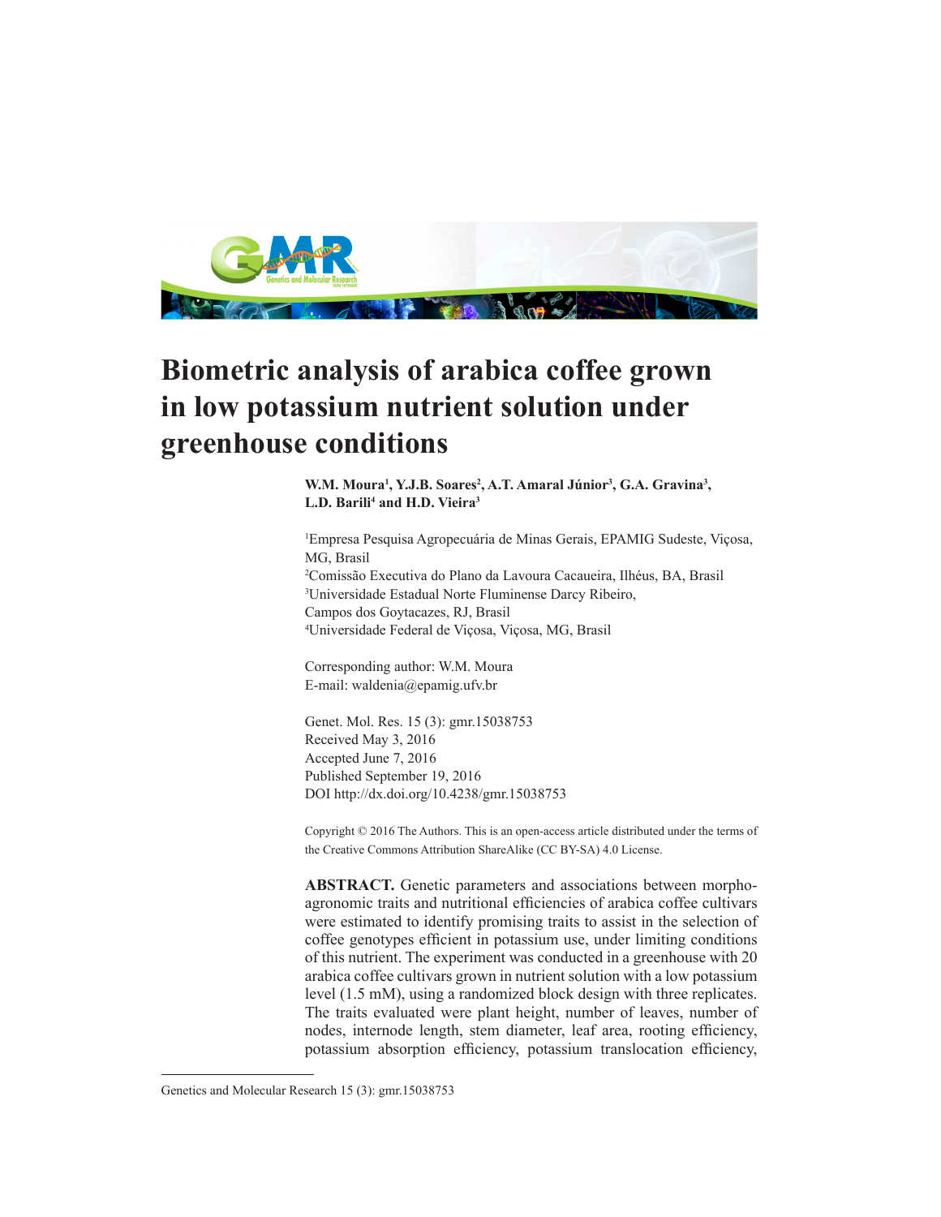# Biometric analysis of arabica coffee grown in low potassium nutrient solution under greenhouse conditions

**W.M. Moura[1], Y.J.B. Soares[2], A.T. Amaral Júnior[3], G.A. Gravina[3], L.D. Barili[4] and H.D. Vieira[3]**

[1]Empresa Pesquisa Agropecuária de Minas Gerais, EPAMIG Sudeste, Viçosa, MG, Brasil
[2]Comissão Executiva do Plano da Lavoura Cacaueira, Ilhéus, BA, Brasil
[3]Universidade Estadual Norte Fluminense Darcy Ribeiro, Campos dos Goytacazes, RJ, Brasil
[4]Universidade Federal de Viçosa, Viçosa, MG, Brasil

Corresponding author: W.M. Moura
E-mail: waldenia@epamig.ufv.br

Genet. Mol. Res. 15 (3): gmr.15038753
Received May 3, 2016
Accepted June 7, 2016
Published September 19, 2016
DOI http://dx.doi.org/10.4238/gmr.15038753

Copyright © 2016 The Authors. This is an open-access article distributed under the terms of the Creative Commons Attribution ShareAlike (CC BY-SA) 4.0 License.

**ABSTRACT.** Genetic parameters and associations between morpho-agronomic traits and nutritional efficiencies of arabica coffee cultivars were estimated to identify promising traits to assist in the selection of coffee genotypes efficient in potassium use, under limiting conditions of this nutrient. The experiment was conducted in a greenhouse with 20 arabica coffee cultivars grown in nutrient solution with a low potassium level (1.5 mM), using a randomized block design with three replicates. The traits evaluated were plant height, number of leaves, number of nodes, internode length, stem diameter, leaf area, rooting efficiency, potassium absorption efficiency, potassium translocation efficiency,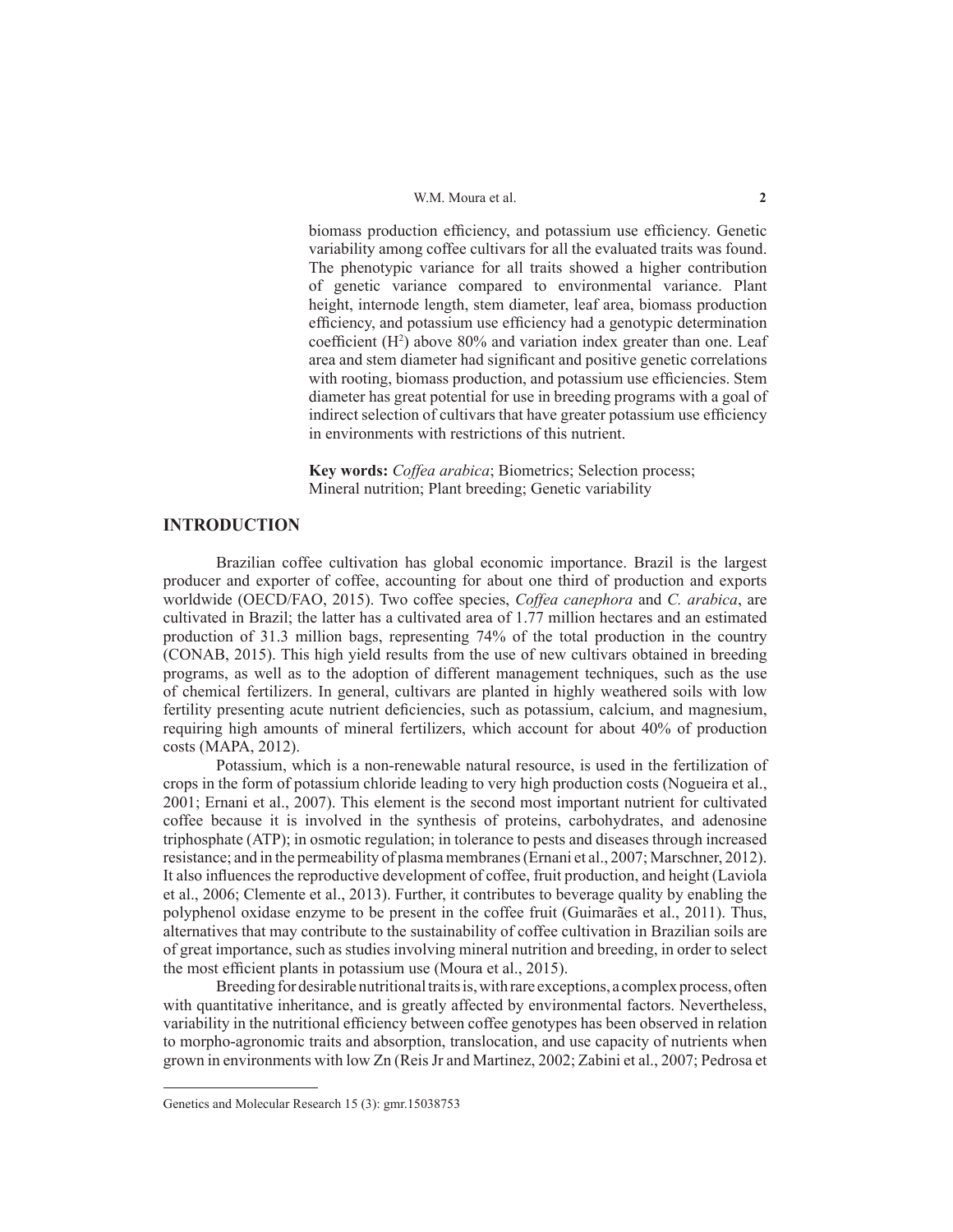biomass production efficiency, and potassium use efficiency. Genetic variability among coffee cultivars for all the evaluated traits was found. The phenotypic variance for all traits showed a higher contribution of genetic variance compared to environmental variance. Plant height, internode length, stem diameter, leaf area, biomass production efficiency, and potassium use efficiency had a genotypic determination coefficient ($H^2$) above 80% and variation index greater than one. Leaf area and stem diameter had significant and positive genetic correlations with rooting, biomass production, and potassium use efficiencies. Stem diameter has great potential for use in breeding programs with a goal of indirect selection of cultivars that have greater potassium use efficiency in environments with restrictions of this nutrient.

**Key words:** *Coffea arabica*; Biometrics; Selection process; Mineral nutrition; Plant breeding; Genetic variability

## INTRODUCTION

Brazilian coffee cultivation has global economic importance. Brazil is the largest producer and exporter of coffee, accounting for about one third of production and exports worldwide (OECD/FAO, 2015). Two coffee species, *Coffea canephora* and *C. arabica*, are cultivated in Brazil; the latter has a cultivated area of 1.77 million hectares and an estimated production of 31.3 million bags, representing 74% of the total production in the country (CONAB, 2015). This high yield results from the use of new cultivars obtained in breeding programs, as well as to the adoption of different management techniques, such as the use of chemical fertilizers. In general, cultivars are planted in highly weathered soils with low fertility presenting acute nutrient deficiencies, such as potassium, calcium, and magnesium, requiring high amounts of mineral fertilizers, which account for about 40% of production costs (MAPA, 2012).

Potassium, which is a non-renewable natural resource, is used in the fertilization of crops in the form of potassium chloride leading to very high production costs (Nogueira et al., 2001; Ernani et al., 2007). This element is the second most important nutrient for cultivated coffee because it is involved in the synthesis of proteins, carbohydrates, and adenosine triphosphate (ATP); in osmotic regulation; in tolerance to pests and diseases through increased resistance; and in the permeability of plasma membranes (Ernani et al., 2007; Marschner, 2012). It also influences the reproductive development of coffee, fruit production, and height (Laviola et al., 2006; Clemente et al., 2013). Further, it contributes to beverage quality by enabling the polyphenol oxidase enzyme to be present in the coffee fruit (Guimarães et al., 2011). Thus, alternatives that may contribute to the sustainability of coffee cultivation in Brazilian soils are of great importance, such as studies involving mineral nutrition and breeding, in order to select the most efficient plants in potassium use (Moura et al., 2015).

Breeding for desirable nutritional traits is, with rare exceptions, a complex process, often with quantitative inheritance, and is greatly affected by environmental factors. Nevertheless, variability in the nutritional efficiency between coffee genotypes has been observed in relation to morpho-agronomic traits and absorption, translocation, and use capacity of nutrients when grown in environments with low Zn (Reis Jr and Martinez, 2002; Zabini et al., 2007; Pedrosa et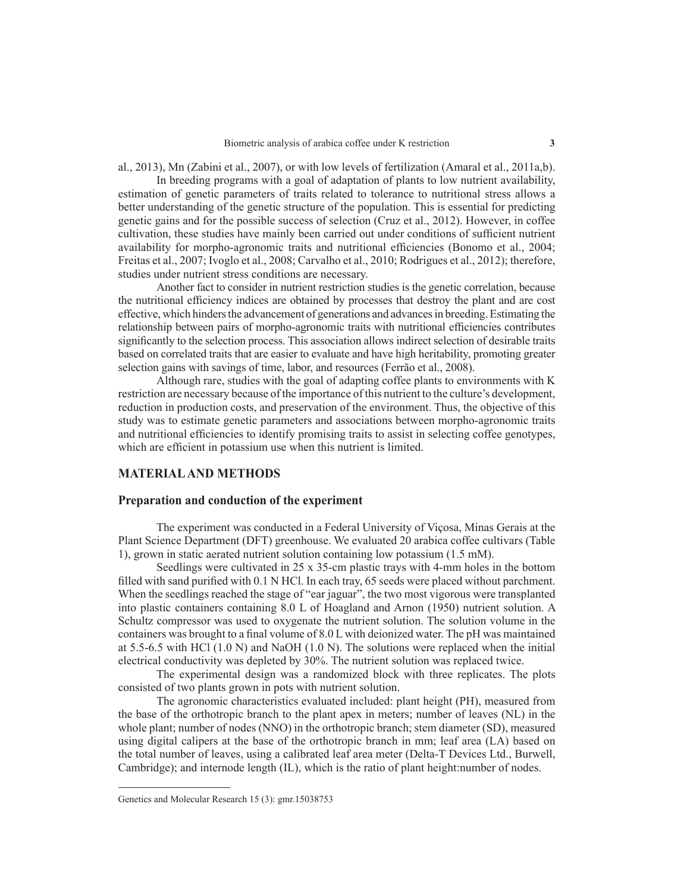al., 2013), Mn (Zabini et al., 2007), or with low levels of fertilization (Amaral et al., 2011a,b).

In breeding programs with a goal of adaptation of plants to low nutrient availability, estimation of genetic parameters of traits related to tolerance to nutritional stress allows a better understanding of the genetic structure of the population. This is essential for predicting genetic gains and for the possible success of selection (Cruz et al., 2012). However, in coffee cultivation, these studies have mainly been carried out under conditions of sufficient nutrient availability for morpho-agronomic traits and nutritional efficiencies (Bonomo et al., 2004; Freitas et al., 2007; Ivoglo et al., 2008; Carvalho et al., 2010; Rodrigues et al., 2012); therefore, studies under nutrient stress conditions are necessary.

Another fact to consider in nutrient restriction studies is the genetic correlation, because the nutritional efficiency indices are obtained by processes that destroy the plant and are cost effective, which hinders the advancement of generations and advances in breeding. Estimating the relationship between pairs of morpho-agronomic traits with nutritional efficiencies contributes significantly to the selection process. This association allows indirect selection of desirable traits based on correlated traits that are easier to evaluate and have high heritability, promoting greater selection gains with savings of time, labor, and resources (Ferrão et al., 2008).

Although rare, studies with the goal of adapting coffee plants to environments with K restriction are necessary because of the importance of this nutrient to the culture's development, reduction in production costs, and preservation of the environment. Thus, the objective of this study was to estimate genetic parameters and associations between morpho-agronomic traits and nutritional efficiencies to identify promising traits to assist in selecting coffee genotypes, which are efficient in potassium use when this nutrient is limited.

## MATERIAL AND METHODS

### Preparation and conduction of the experiment

The experiment was conducted in a Federal University of Viçosa, Minas Gerais at the Plant Science Department (DFT) greenhouse. We evaluated 20 arabica coffee cultivars (Table 1), grown in static aerated nutrient solution containing low potassium (1.5 mM).

Seedlings were cultivated in 25 x 35-cm plastic trays with 4-mm holes in the bottom filled with sand purified with 0.1 N HCl. In each tray, 65 seeds were placed without parchment. When the seedlings reached the stage of "ear jaguar", the two most vigorous were transplanted into plastic containers containing 8.0 L of Hoagland and Arnon (1950) nutrient solution. A Schultz compressor was used to oxygenate the nutrient solution. The solution volume in the containers was brought to a final volume of 8.0 L with deionized water. The pH was maintained at 5.5-6.5 with HCl (1.0 N) and NaOH (1.0 N). The solutions were replaced when the initial electrical conductivity was depleted by 30%. The nutrient solution was replaced twice.

The experimental design was a randomized block with three replicates. The plots consisted of two plants grown in pots with nutrient solution.

The agronomic characteristics evaluated included: plant height (PH), measured from the base of the orthotropic branch to the plant apex in meters; number of leaves (NL) in the whole plant; number of nodes (NNO) in the orthotropic branch; stem diameter (SD), measured using digital calipers at the base of the orthotropic branch in mm; leaf area (LA) based on the total number of leaves, using a calibrated leaf area meter (Delta-T Devices Ltd., Burwell, Cambridge); and internode length (IL), which is the ratio of plant height:number of nodes.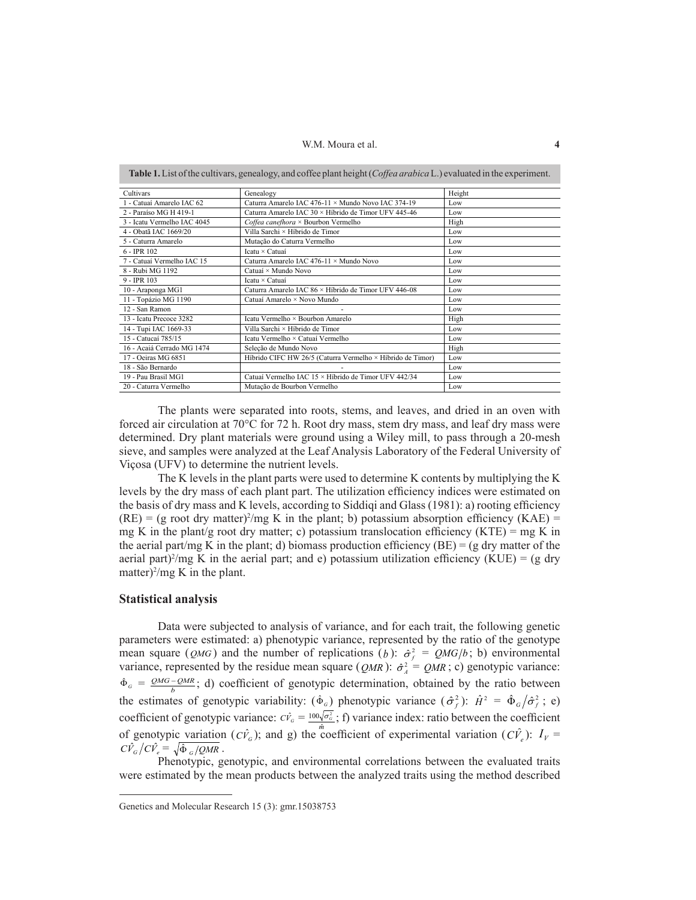**Table 1.** List of the cultivars, genealogy, and coffee plant height (*Coffea arabica* L.) evaluated in the experiment.

| Cultivars | Genealogy | Height |
|---|---|---|
| 1 - Catuaí Amarelo IAC 62 | Caturra Amarelo IAC 476-11 × Mundo Novo IAC 374-19 | Low |
| 2 - Paraíso MG H 419-1 | Caturra Amarelo IAC 30 × Híbrido de Timor UFV 445-46 | Low |
| 3 - Icatu Vermelho IAC 4045 | *Coffea canefhora* × Bourbon Vermelho | High |
| 4 - Obatã IAC 1669/20 | Villa Sarchi × Híbrido de Timor | Low |
| 5 - Caturra Amarelo | Mutação do Caturra Vermelho | Low |
| 6 - IPR 102 | Icatu × Catuaí | Low |
| 7 - Catuaí Vermelho IAC 15 | Caturra Amarelo IAC 476-11 × Mundo Novo | Low |
| 8 - Rubi MG 1192 | Catuaí × Mundo Novo | Low |
| 9 - IPR 103 | Icatu × Catuaí | Low |
| 10 - Araponga MG1 | Caturra Amarelo IAC 86 × Híbrido de Timor UFV 446-08 | Low |
| 11 - Topázio MG 1190 | Catuaí Amarelo × Novo Mundo | Low |
| 12 - San Ramon | - | Low |
| 13 - Icatu Precoce 3282 | Icatu Vermelho × Bourbon Amarelo | High |
| 14 - Tupi IAC 1669-33 | Villa Sarchi × Híbrido de Timor | Low |
| 15 - Catucaí 785/15 | Icatu Vermelho × Catuaí Vermelho | Low |
| 16 - Acaiá Cerrado MG 1474 | Seleção de Mundo Novo | High |
| 17 - Oeiras MG 6851 | Híbrido CIFC HW 26/5 (Caturra Vermelho × Híbrido de Timor) | Low |
| 18 - São Bernardo | - | Low |
| 19 - Pau Brasil MG1 | Catuaí Vermelho IAC 15 × Híbrido de Timor UFV 442/34 | Low |
| 20 - Caturra Vermelho | Mutação de Bourbon Vermelho | Low |

The plants were separated into roots, stems, and leaves, and dried in an oven with forced air circulation at 70°C for 72 h. Root dry mass, stem dry mass, and leaf dry mass were determined. Dry plant materials were ground using a Wiley mill, to pass through a 20-mesh sieve, and samples were analyzed at the Leaf Analysis Laboratory of the Federal University of Viçosa (UFV) to determine the nutrient levels.

The K levels in the plant parts were used to determine K contents by multiplying the K levels by the dry mass of each plant part. The utilization efficiency indices were estimated on the basis of dry mass and K levels, according to Siddiqi and Glass (1981): a) rooting efficiency (RE) = (g root dry matter)$^2$/mg K in the plant; b) potassium absorption efficiency (KAE) = mg K in the plant/g root dry matter; c) potassium translocation efficiency (KTE) = mg K in the aerial part/mg K in the plant; d) biomass production efficiency (BE) = (g dry matter of the aerial part)$^2$/mg K in the aerial part; and e) potassium utilization efficiency (KUE) = (g dry matter)$^2$/mg K in the plant.

## Statistical analysis

Data were subjected to analysis of variance, and for each trait, the following genetic parameters were estimated: a) phenotypic variance, represented by the ratio of the genotype mean square ($QMG$) and the number of replications ($b$): $\hat{\sigma}_f^2 = QMG/b$; b) environmental variance, represented by the residue mean square ($QMR$): $\hat{\sigma}_A^2 = QMR$; c) genotypic variance: $\hat{\Phi}_G = \frac{QMG - QMR}{b}$; d) coefficient of genotypic determination, obtained by the ratio between the estimates of genotypic variability: ($\hat{\Phi}_G$) phenotypic variance ($\hat{\sigma}_f^2$): $\hat{H}^2 = \hat{\Phi}_G / \hat{\sigma}_f^2$; e) coefficient of genotypic variance: $\hat{CV}_G = \frac{100\sqrt{\hat{\sigma}_G^2}}{\hat{m}}$; f) variance index: ratio between the coefficient of genotypic variation ($\hat{CV}_G$); and g) the coefficient of experimental variation ($\hat{CV}_e$): $I_V = \hat{CV}_G / \hat{CV}_e = \sqrt{\hat{\Phi}_G / QMR}$.

Phenotypic, genotypic, and environmental correlations between the evaluated traits were estimated by the mean products between the analyzed traits using the method described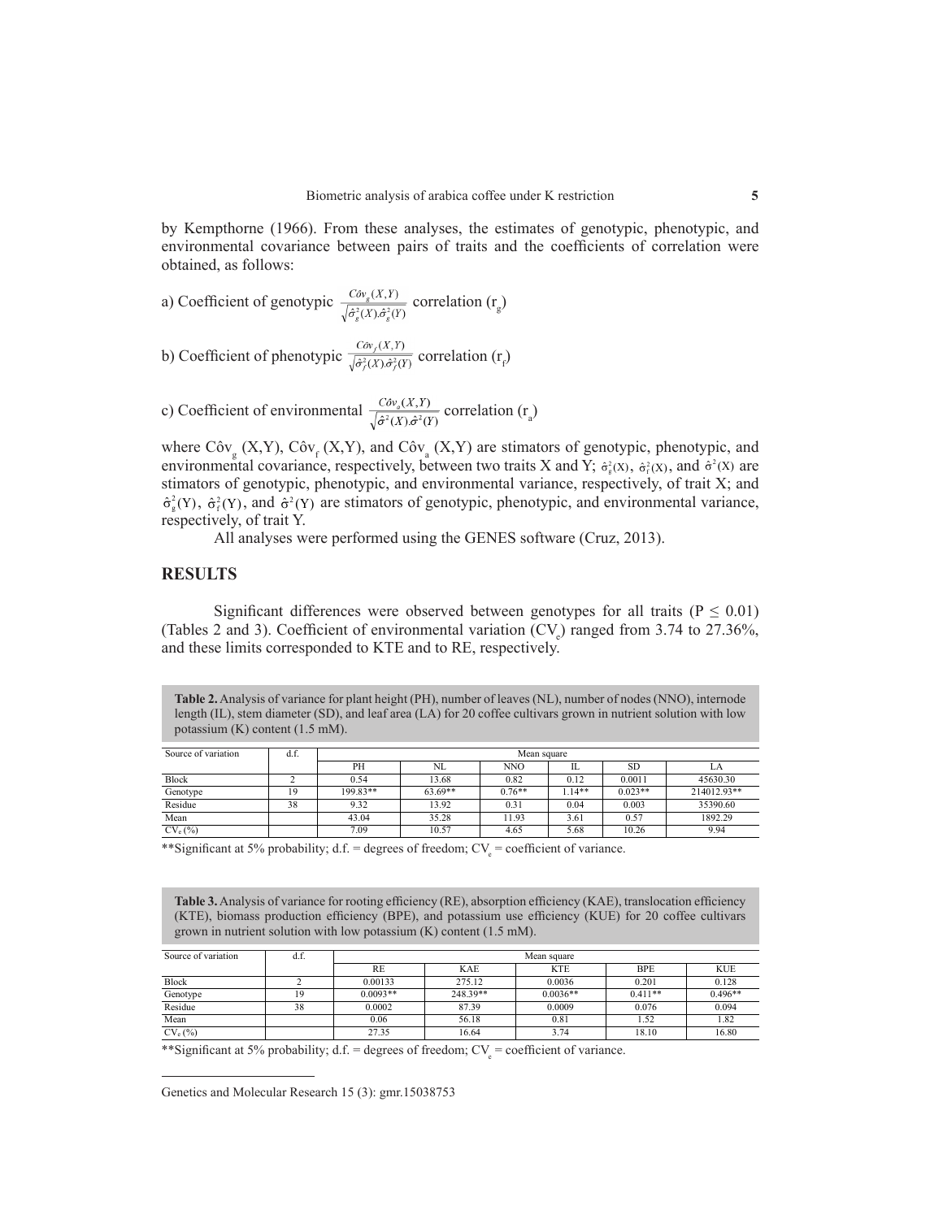by Kempthorne (1966). From these analyses, the estimates of genotypic, phenotypic, and environmental covariance between pairs of traits and the coefficients of correlation were obtained, as follows:

a) Coefficient of genotypic $\frac{\hat{Cov}_g(X,Y)}{\sqrt{\hat{\sigma}_g^2(X).\hat{\sigma}_g^2(Y)}}$ correlation ($r_g$)

b) Coefficient of phenotypic $\frac{\hat{Cov}_f(X,Y)}{\sqrt{\hat{\sigma}_f^2(X).\hat{\sigma}_f^2(Y)}}$ correlation ($r_f$)

c) Coefficient of environmental $\frac{\hat{Cov}_a(X,Y)}{\sqrt{\hat{\sigma}^2(X).\hat{\sigma}^2(Y)}}$ correlation ($r_a$)

where $\hat{Cov}_g(X,Y)$, $\hat{Cov}_f(X,Y)$, and $\hat{Cov}_a(X,Y)$ are stimators of genotypic, phenotypic, and environmental covariance, respectively, between two traits X and Y; $\hat{\sigma}_g^2(X)$, $\hat{\sigma}_f^2(X)$, and $\hat{\sigma}^2(X)$ are stimators of genotypic, phenotypic, and environmental variance, respectively, of trait X; and $\hat{\sigma}_g^2(Y)$, $\hat{\sigma}_f^2(Y)$, and $\hat{\sigma}^2(Y)$ are stimators of genotypic, phenotypic, and environmental variance, respectively, of trait Y.

All analyses were performed using the GENES software (Cruz, 2013).

## RESULTS

Significant differences were observed between genotypes for all traits ($P \leq 0.01$) (Tables 2 and 3). Coefficient of environmental variation ($CV_e$) ranged from 3.74 to 27.36%, and these limits corresponded to KTE and to RE, respectively.

**Table 2.** Analysis of variance for plant height (PH), number of leaves (NL), number of nodes (NNO), internode length (IL), stem diameter (SD), and leaf area (LA) for 20 coffee cultivars grown in nutrient solution with low potassium (K) content (1.5 mM).

| Source of variation | d.f. | Mean square | | | | | |
|---|---|---|---|---|---|---|---|
| | | PH | NL | NNO | IL | SD | LA |
| Block | 2 | 0.54 | 13.68 | 0.82 | 0.12 | 0.0011 | 45630.30 |
| Genotype | 19 | 199.83** | 63.69** | 0.76** | 1.14** | 0.023** | 214012.93** |
| Residue | 38 | 9.32 | 13.92 | 0.31 | 0.04 | 0.003 | 35390.60 |
| Mean | | 43.04 | 35.28 | 11.93 | 3.61 | 0.57 | 1892.29 |
| $CV_e$ (%) | | 7.09 | 10.57 | 4.65 | 5.68 | 10.26 | 9.94 |

**Significant at 5% probability; d.f. = degrees of freedom; $CV_e$ = coefficient of variance.

**Table 3.** Analysis of variance for rooting efficiency (RE), absorption efficiency (KAE), translocation efficiency (KTE), biomass production efficiency (BPE), and potassium use efficiency (KUE) for 20 coffee cultivars grown in nutrient solution with low potassium (K) content (1.5 mM).

| Source of variation | d.f. | Mean square | | | | |
|---|---|---|---|---|---|---|
| | | RE | KAE | KTE | BPE | KUE |
| Block | 2 | 0.00133 | 275.12 | 0.0036 | 0.201 | 0.128 |
| Genotype | 19 | 0.0093** | 248.39** | 0.0036** | 0.411** | 0.496** |
| Residue | 38 | 0.0002 | 87.39 | 0.0009 | 0.076 | 0.094 |
| Mean | | 0.06 | 56.18 | 0.81 | 1.52 | 1.82 |
| $CV_e$ (%) | | 27.35 | 16.64 | 3.74 | 18.10 | 16.80 |

**Significant at 5% probability; d.f. = degrees of freedom; $CV_e$ = coefficient of variance.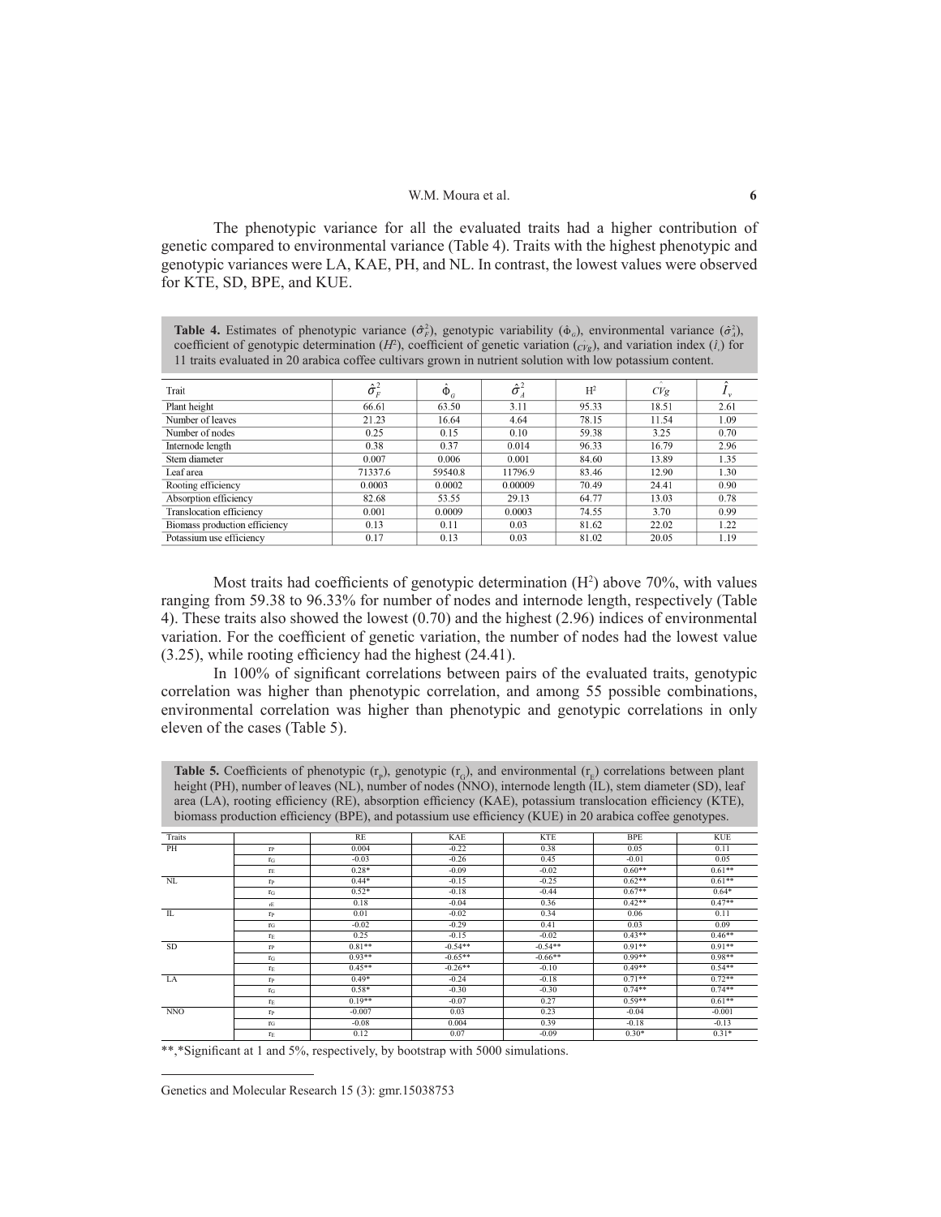The phenotypic variance for all the evaluated traits had a higher contribution of genetic compared to environmental variance (Table 4). Traits with the highest phenotypic and genotypic variances were LA, KAE, PH, and NL. In contrast, the lowest values were observed for KTE, SD, BPE, and KUE.

**Table 4.** Estimates of phenotypic variance ($\hat{\sigma}_F^2$), genotypic variability ($\hat{\Phi}_G$), environmental variance ($\hat{\sigma}_A^2$), coefficient of genotypic determination ($H^2$), coefficient of genetic variation ($\hat{CV}_g$), and variation index ($\hat{I}_v$) for 11 traits evaluated in 20 arabica coffee cultivars grown in nutrient solution with low potassium content.

| Trait | $\hat{\sigma}_F^2$ | $\hat{\Phi}_G$ | $\hat{\sigma}_A^2$ | $H^2$ | $\hat{CV}_g$ | $\hat{I}_v$ |
|---|---|---|---|---|---|---|
| Plant height | 66.61 | 63.50 | 3.11 | 95.33 | 18.51 | 2.61 |
| Number of leaves | 21.23 | 16.64 | 4.64 | 78.15 | 11.54 | 1.09 |
| Number of nodes | 0.25 | 0.15 | 0.10 | 59.38 | 3.25 | 0.70 |
| Internode length | 0.38 | 0.37 | 0.014 | 96.33 | 16.79 | 2.96 |
| Stem diameter | 0.007 | 0.006 | 0.001 | 84.60 | 13.89 | 1.35 |
| Leaf area | 71337.6 | 59540.8 | 11796.9 | 83.46 | 12.90 | 1.30 |
| Rooting efficiency | 0.0003 | 0.0002 | 0.00009 | 70.49 | 24.41 | 0.90 |
| Absorption efficiency | 82.68 | 53.55 | 29.13 | 64.77 | 13.03 | 0.78 |
| Translocation efficiency | 0.001 | 0.0009 | 0.0003 | 74.55 | 3.70 | 0.99 |
| Biomass production efficiency | 0.13 | 0.11 | 0.03 | 81.62 | 22.02 | 1.22 |
| Potassium use efficiency | 0.17 | 0.13 | 0.03 | 81.02 | 20.05 | 1.19 |

Most traits had coefficients of genotypic determination ($H^2$) above 70%, with values ranging from 59.38 to 96.33% for number of nodes and internode length, respectively (Table 4). These traits also showed the lowest (0.70) and the highest (2.96) indices of environmental variation. For the coefficient of genetic variation, the number of nodes had the lowest value (3.25), while rooting efficiency had the highest (24.41).

In 100% of significant correlations between pairs of the evaluated traits, genotypic correlation was higher than phenotypic correlation, and among 55 possible combinations, environmental correlation was higher than phenotypic and genotypic correlations in only eleven of the cases (Table 5).

**Table 5.** Coefficients of phenotypic ($r_P$), genotypic ($r_G$), and environmental ($r_E$) correlations between plant height (PH), number of leaves (NL), number of nodes (NNO), internode length (IL), stem diameter (SD), leaf area (LA), rooting efficiency (RE), absorption efficiency (KAE), potassium translocation efficiency (KTE), biomass production efficiency (BPE), and potassium use efficiency (KUE) in 20 arabica coffee genotypes.

| Traits | | RE | KAE | KTE | BPE | KUE |
|---|---|---|---|---|---|---|
| PH | $r_P$ | 0.004 | -0.22 | 0.38 | 0.05 | 0.11 |
| | $r_G$ | -0.03 | -0.26 | 0.45 | -0.01 | 0.05 |
| | $r_E$ | 0.28* | -0.09 | -0.02 | 0.60** | 0.61** |
| NL | $r_P$ | 0.44* | -0.15 | -0.25 | 0.62** | 0.61** |
| | $r_G$ | 0.52* | -0.18 | -0.44 | 0.67** | 0.64* |
| | $r_E$ | 0.18 | -0.04 | 0.36 | 0.42** | 0.47** |
| IL | $r_P$ | 0.01 | -0.02 | 0.34 | 0.06 | 0.11 |
| | $r_G$ | -0.02 | -0.29 | 0.41 | 0.03 | 0.09 |
| | $r_E$ | 0.25 | -0.15 | -0.02 | 0.43** | 0.46** |
| SD | $r_P$ | 0.81** | -0.54** | -0.54** | 0.91** | 0.91** |
| | $r_G$ | 0.93** | -0.65** | -0.66** | 0.99** | 0.98** |
| | $r_E$ | 0.45** | -0.26** | -0.10 | 0.49** | 0.54** |
| LA | $r_P$ | 0.49* | -0.24 | -0.18 | 0.71** | 0.72** |
| | $r_G$ | 0.58* | -0.30 | -0.30 | 0.74** | 0.74** |
| | $r_E$ | 0.19** | -0.07 | 0.27 | 0.59** | 0.61** |
| NNO | $r_P$ | -0.007 | 0.03 | 0.23 | -0.04 | -0.001 |
| | $r_G$ | -0.08 | 0.004 | 0.39 | -0.18 | -0.13 |
| | $r_E$ | 0.12 | 0.07 | -0.09 | 0.30* | 0.31* |

**,*Significant at 1 and 5%, respectively, by bootstrap with 5000 simulations.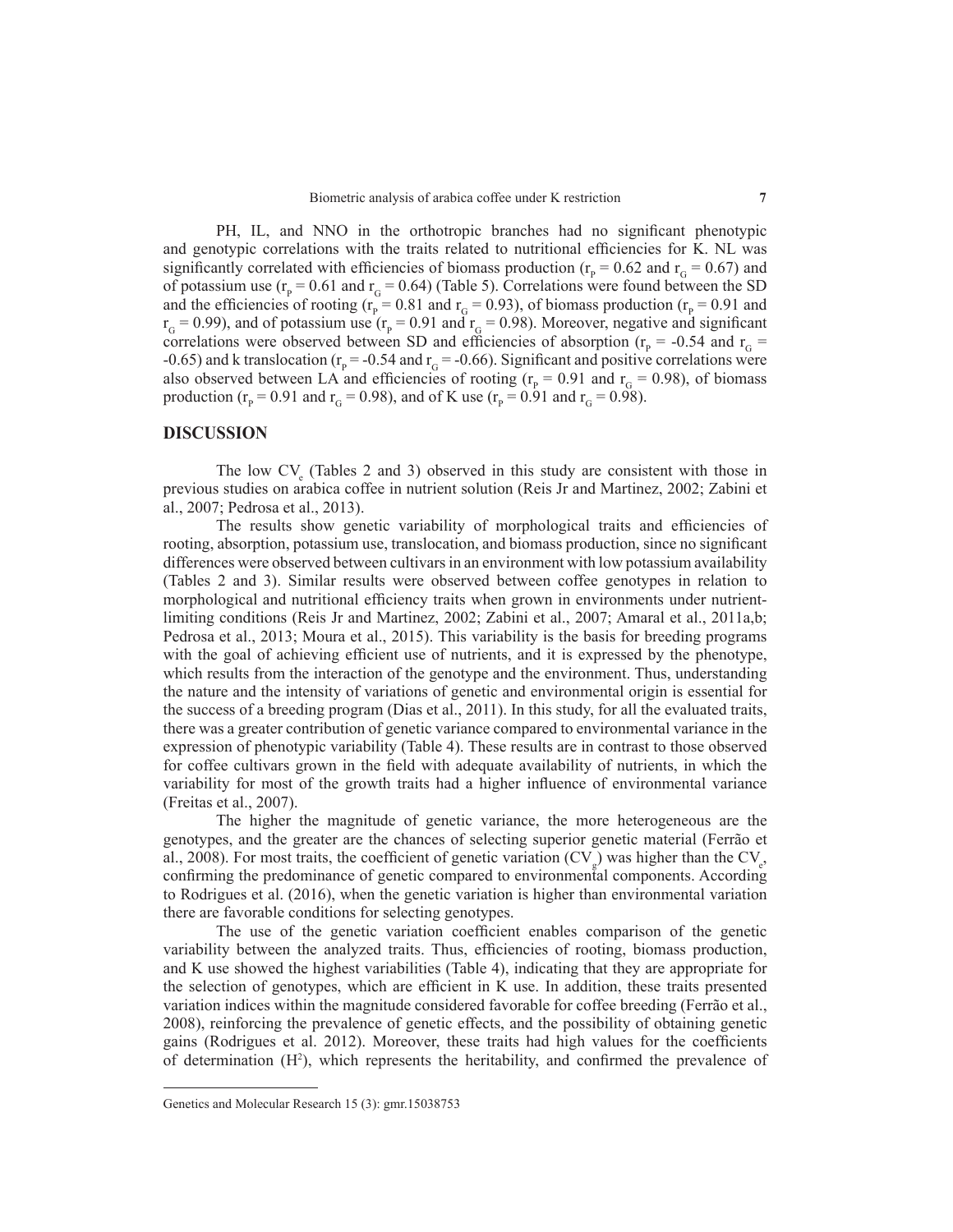PH, IL, and NNO in the orthotropic branches had no significant phenotypic and genotypic correlations with the traits related to nutritional efficiencies for K. NL was significantly correlated with efficiencies of biomass production ($r_P = 0.62$ and $r_G = 0.67$) and of potassium use ($r_P = 0.61$ and $r_G = 0.64$) (Table 5). Correlations were found between the SD and the efficiencies of rooting ($r_P = 0.81$ and $r_G = 0.93$), of biomass production ($r_P = 0.91$ and $r_G = 0.99$), and of potassium use ($r_P = 0.91$ and $r_G = 0.98$). Moreover, negative and significant correlations were observed between SD and efficiencies of absorption ($r_P = -0.54$ and $r_G = -0.65$) and k translocation ($r_P = -0.54$ and $r_G = -0.66$). Significant and positive correlations were also observed between LA and efficiencies of rooting ($r_P = 0.91$ and $r_G = 0.98$), of biomass production ($r_P = 0.91$ and $r_G = 0.98$), and of K use ($r_P = 0.91$ and $r_G = 0.98$).

## DISCUSSION

The low $CV_e$ (Tables 2 and 3) observed in this study are consistent with those in previous studies on arabica coffee in nutrient solution (Reis Jr and Martinez, 2002; Zabini et al., 2007; Pedrosa et al., 2013).

The results show genetic variability of morphological traits and efficiencies of rooting, absorption, potassium use, translocation, and biomass production, since no significant differences were observed between cultivars in an environment with low potassium availability (Tables 2 and 3). Similar results were observed between coffee genotypes in relation to morphological and nutritional efficiency traits when grown in environments under nutrient-limiting conditions (Reis Jr and Martinez, 2002; Zabini et al., 2007; Amaral et al., 2011a,b; Pedrosa et al., 2013; Moura et al., 2015). This variability is the basis for breeding programs with the goal of achieving efficient use of nutrients, and it is expressed by the phenotype, which results from the interaction of the genotype and the environment. Thus, understanding the nature and the intensity of variations of genetic and environmental origin is essential for the success of a breeding program (Dias et al., 2011). In this study, for all the evaluated traits, there was a greater contribution of genetic variance compared to environmental variance in the expression of phenotypic variability (Table 4). These results are in contrast to those observed for coffee cultivars grown in the field with adequate availability of nutrients, in which the variability for most of the growth traits had a higher influence of environmental variance (Freitas et al., 2007).

The higher the magnitude of genetic variance, the more heterogeneous are the genotypes, and the greater are the chances of selecting superior genetic material (Ferrão et al., 2008). For most traits, the coefficient of genetic variation ($CV_g$) was higher than the $CV_e$, confirming the predominance of genetic compared to environmental components. According to Rodrigues et al. (2016), when the genetic variation is higher than environmental variation there are favorable conditions for selecting genotypes.

The use of the genetic variation coefficient enables comparison of the genetic variability between the analyzed traits. Thus, efficiencies of rooting, biomass production, and K use showed the highest variabilities (Table 4), indicating that they are appropriate for the selection of genotypes, which are efficient in K use. In addition, these traits presented variation indices within the magnitude considered favorable for coffee breeding (Ferrão et al., 2008), reinforcing the prevalence of genetic effects, and the possibility of obtaining genetic gains (Rodrigues et al. 2012). Moreover, these traits had high values for the coefficients of determination ($H^2$), which represents the heritability, and confirmed the prevalence of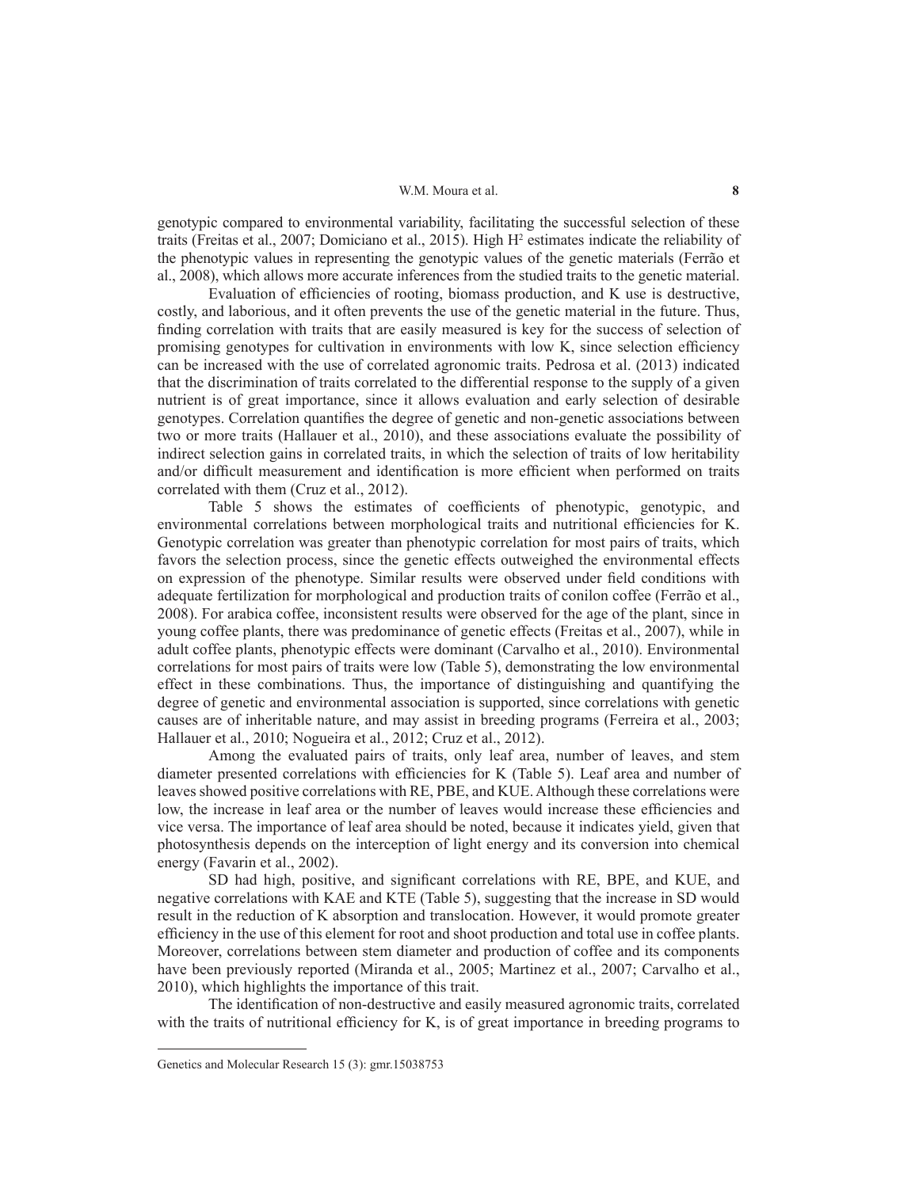genotypic compared to environmental variability, facilitating the successful selection of these traits (Freitas et al., 2007; Domiciano et al., 2015). High $H^2$ estimates indicate the reliability of the phenotypic values in representing the genotypic values of the genetic materials (Ferrão et al., 2008), which allows more accurate inferences from the studied traits to the genetic material.

Evaluation of efficiencies of rooting, biomass production, and K use is destructive, costly, and laborious, and it often prevents the use of the genetic material in the future. Thus, finding correlation with traits that are easily measured is key for the success of selection of promising genotypes for cultivation in environments with low K, since selection efficiency can be increased with the use of correlated agronomic traits. Pedrosa et al. (2013) indicated that the discrimination of traits correlated to the differential response to the supply of a given nutrient is of great importance, since it allows evaluation and early selection of desirable genotypes. Correlation quantifies the degree of genetic and non-genetic associations between two or more traits (Hallauer et al., 2010), and these associations evaluate the possibility of indirect selection gains in correlated traits, in which the selection of traits of low heritability and/or difficult measurement and identification is more efficient when performed on traits correlated with them (Cruz et al., 2012).

Table 5 shows the estimates of coefficients of phenotypic, genotypic, and environmental correlations between morphological traits and nutritional efficiencies for K. Genotypic correlation was greater than phenotypic correlation for most pairs of traits, which favors the selection process, since the genetic effects outweighed the environmental effects on expression of the phenotype. Similar results were observed under field conditions with adequate fertilization for morphological and production traits of conilon coffee (Ferrão et al., 2008). For arabica coffee, inconsistent results were observed for the age of the plant, since in young coffee plants, there was predominance of genetic effects (Freitas et al., 2007), while in adult coffee plants, phenotypic effects were dominant (Carvalho et al., 2010). Environmental correlations for most pairs of traits were low (Table 5), demonstrating the low environmental effect in these combinations. Thus, the importance of distinguishing and quantifying the degree of genetic and environmental association is supported, since correlations with genetic causes are of inheritable nature, and may assist in breeding programs (Ferreira et al., 2003; Hallauer et al., 2010; Nogueira et al., 2012; Cruz et al., 2012).

Among the evaluated pairs of traits, only leaf area, number of leaves, and stem diameter presented correlations with efficiencies for K (Table 5). Leaf area and number of leaves showed positive correlations with RE, PBE, and KUE. Although these correlations were low, the increase in leaf area or the number of leaves would increase these efficiencies and vice versa. The importance of leaf area should be noted, because it indicates yield, given that photosynthesis depends on the interception of light energy and its conversion into chemical energy (Favarin et al., 2002).

SD had high, positive, and significant correlations with RE, BPE, and KUE, and negative correlations with KAE and KTE (Table 5), suggesting that the increase in SD would result in the reduction of K absorption and translocation. However, it would promote greater efficiency in the use of this element for root and shoot production and total use in coffee plants. Moreover, correlations between stem diameter and production of coffee and its components have been previously reported (Miranda et al., 2005; Martinez et al., 2007; Carvalho et al., 2010), which highlights the importance of this trait.

The identification of non-destructive and easily measured agronomic traits, correlated with the traits of nutritional efficiency for K, is of great importance in breeding programs to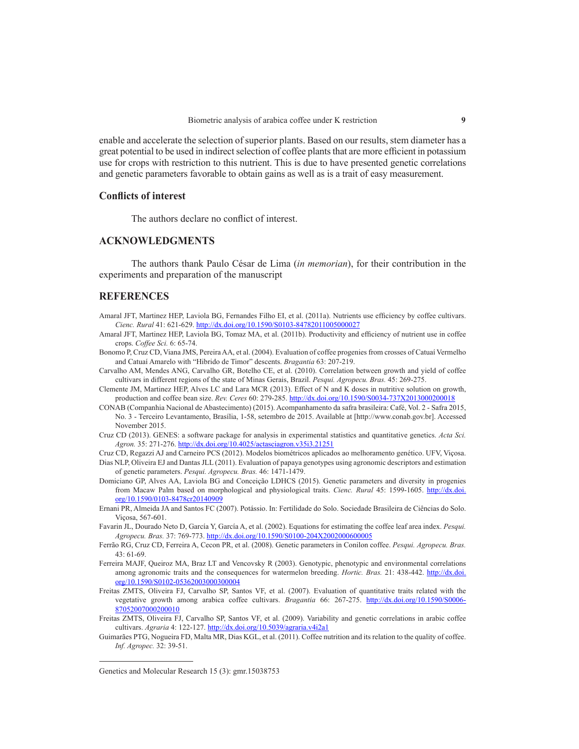enable and accelerate the selection of superior plants. Based on our results, stem diameter has a great potential to be used in indirect selection of coffee plants that are more efficient in potassium use for crops with restriction to this nutrient. This is due to have presented genetic correlations and genetic parameters favorable to obtain gains as well as is a trait of easy measurement.

## Conflicts of interest

The authors declare no conflict of interest.

## ACKNOWLEDGMENTS

The authors thank Paulo César de Lima (*in memorian*), for their contribution in the experiments and preparation of the manuscript

## REFERENCES

Amaral JFT, Martinez HEP, Laviola BG, Fernandes Filho EI, et al. (2011a). Nutrients use efficiency by coffee cultivars. *Cienc. Rural* 41: 621-629. http://dx.doi.org/10.1590/S0103-84782011005000027

Amaral JFT, Martinez HEP, Laviola BG, Tomaz MA, et al. (2011b). Productivity and efficiency of nutrient use in coffee crops. *Coffee Sci.* 6: 65-74.

Bonomo P, Cruz CD, Viana JMS, Pereira AA, et al. (2004). Evaluation of coffee progenies from crosses of Catuaí Vermelho and Catuaí Amarelo with "Hibrido de Timor" descents. *Bragantia* 63: 207-219.

Carvalho AM, Mendes ANG, Carvalho GR, Botelho CE, et al. (2010). Correlation between growth and yield of coffee cultivars in different regions of the state of Minas Gerais, Brazil. *Pesqui. Agropecu. Bras.* 45: 269-275.

Clemente JM, Martinez HEP, Alves LC and Lara MCR (2013). Effect of N and K doses in nutritive solution on growth, production and coffee bean size. *Rev. Ceres* 60: 279-285. http://dx.doi.org/10.1590/S0034-737X2013000200018

CONAB (Companhia Nacional de Abastecimento) (2015). Acompanhamento da safra brasileira: Café, Vol. 2 - Safra 2015, No. 3 - Terceiro Levantamento, Brasília, 1-58, setembro de 2015. Available at [http://www.conab.gov.br]. Accessed November 2015.

Cruz CD (2013). GENES: a software package for analysis in experimental statistics and quantitative genetics. *Acta Sci. Agron.* 35: 271-276. http://dx.doi.org/10.4025/actasciagron.v35i3.21251

Cruz CD, Regazzi AJ and Carneiro PCS (2012). Modelos biométricos aplicados ao melhoramento genético. UFV, Viçosa.

Dias NLP, Oliveira EJ and Dantas JLL (2011). Evaluation of papaya genotypes using agronomic descriptors and estimation of genetic parameters. *Pesqui. Agropecu. Bras.* 46: 1471-1479.

Domiciano GP, Alves AA, Laviola BG and Conceição LDHCS (2015). Genetic parameters and diversity in progenies from Macaw Palm based on morphological and physiological traits. *Cienc. Rural* 45: 1599-1605. http://dx.doi.org/10.1590/0103-8478cr20140909

Ernani PR, Almeida JA and Santos FC (2007). Potássio. In: Fertilidade do Solo. Sociedade Brasileira de Ciências do Solo. Viçosa, 567-601.

Favarin JL, Dourado Neto D, García Y, García A, et al. (2002). Equations for estimating the coffee leaf area index. *Pesqui. Agropecu. Bras.* 37: 769-773. http://dx.doi.org/10.1590/S0100-204X2002000600005

Ferrão RG, Cruz CD, Ferreira A, Cecon PR, et al. (2008). Genetic parameters in Conilon coffee. *Pesqui. Agropecu. Bras.* 43: 61-69.

Ferreira MAJF, Queiroz MA, Braz LT and Vencovsky R (2003). Genotypic, phenotypic and environmental correlations among agronomic traits and the consequences for watermelon breeding. *Hortic. Bras.* 21: 438-442. http://dx.doi.org/10.1590/S0102-05362003000300004

Freitas ZMTS, Oliveira FJ, Carvalho SP, Santos VF, et al. (2007). Evaluation of quantitative traits related with the vegetative growth among arabica coffee cultivars. *Bragantia* 66: 267-275. http://dx.doi.org/10.1590/S0006-87052007000200010

Freitas ZMTS, Oliveira FJ, Carvalho SP, Santos VF, et al. (2009). Variability and genetic correlations in arabic coffee cultivars. *Agraria* 4: 122-127. http://dx.doi.org/10.5039/agraria.v4i2a1

Guimarães PTG, Nogueira FD, Malta MR, Dias KGL, et al. (2011). Coffee nutrition and its relation to the quality of coffee. *Inf. Agropec.* 32: 39-51.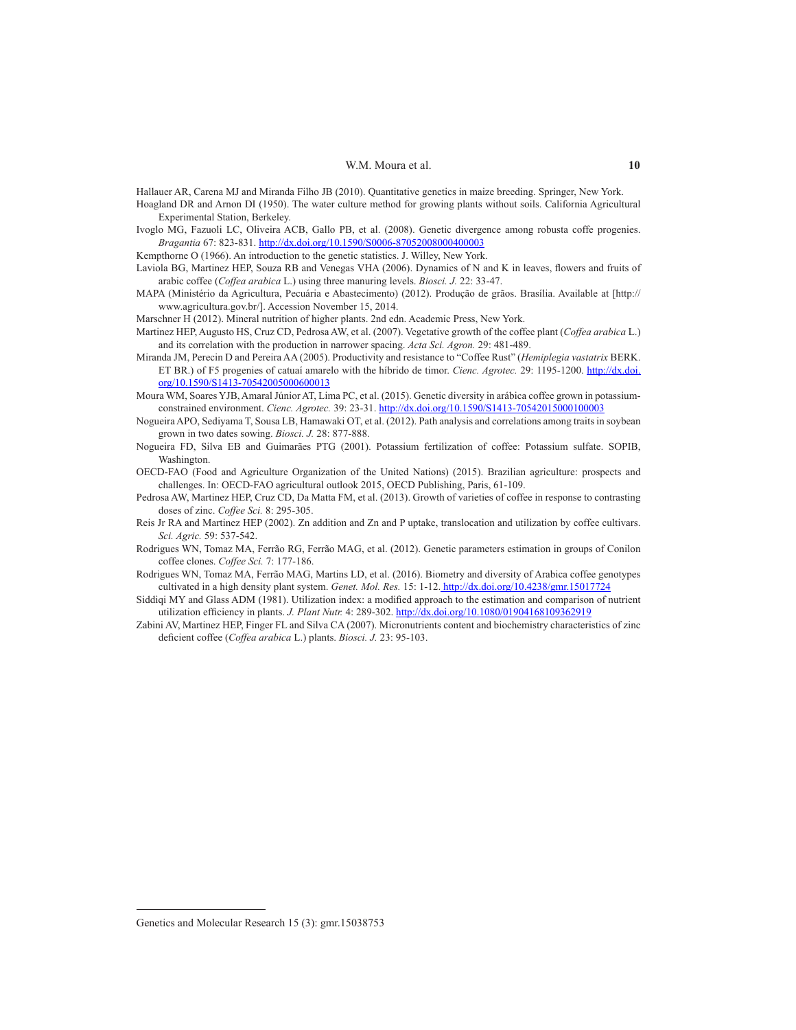Hallauer AR, Carena MJ and Miranda Filho JB (2010). Quantitative genetics in maize breeding. Springer, New York.

Hoagland DR and Arnon DI (1950). The water culture method for growing plants without soils. California Agricultural Experimental Station, Berkeley.

Ivoglo MG, Fazuoli LC, Oliveira ACB, Gallo PB, et al. (2008). Genetic divergence among robusta coffe progenies. *Bragantia* 67: 823-831. http://dx.doi.org/10.1590/S0006-87052008000400003

Kempthorne O (1966). An introduction to the genetic statistics. J. Willey, New York.

Laviola BG, Martinez HEP, Souza RB and Venegas VHA (2006). Dynamics of N and K in leaves, flowers and fruits of arabic coffee (*Coffea arabica* L.) using three manuring levels. *Biosci. J.* 22: 33-47.

MAPA (Ministério da Agricultura, Pecuária e Abastecimento) (2012). Produção de grãos. Brasília. Available at [http://www.agricultura.gov.br/]. Accession November 15, 2014.

Marschner H (2012). Mineral nutrition of higher plants. 2nd edn. Academic Press, New York.

Martinez HEP, Augusto HS, Cruz CD, Pedrosa AW, et al. (2007). Vegetative growth of the coffee plant (*Coffea arabica* L.) and its correlation with the production in narrower spacing. *Acta Sci. Agron.* 29: 481-489.

Miranda JM, Perecin D and Pereira AA (2005). Productivity and resistance to "Coffee Rust" (*Hemiplegia vastatrix* BERK. ET BR.) of F5 progenies of catuaí amarelo with the híbrido de timor. *Cienc. Agrotec.* 29: 1195-1200. http://dx.doi.org/10.1590/S1413-70542005000600013

Moura WM, Soares YJB, Amaral Júnior AT, Lima PC, et al. (2015). Genetic diversity in arábica coffee grown in potassium-constrained environment. *Cienc. Agrotec.* 39: 23-31. http://dx.doi.org/10.1590/S1413-70542015000100003

Nogueira APO, Sediyama T, Sousa LB, Hamawaki OT, et al. (2012). Path analysis and correlations among traits in soybean grown in two dates sowing. *Biosci. J.* 28: 877-888.

Nogueira FD, Silva EB and Guimarães PTG (2001). Potassium fertilization of coffee: Potassium sulfate. SOPIB, Washington.

OECD-FAO (Food and Agriculture Organization of the United Nations) (2015). Brazilian agriculture: prospects and challenges. In: OECD-FAO agricultural outlook 2015, OECD Publishing, Paris, 61-109.

Pedrosa AW, Martinez HEP, Cruz CD, Da Matta FM, et al. (2013). Growth of varieties of coffee in response to contrasting doses of zinc. *Coffee Sci.* 8: 295-305.

Reis Jr RA and Martinez HEP (2002). Zn addition and Zn and P uptake, translocation and utilization by coffee cultivars. *Sci. Agric.* 59: 537-542.

Rodrigues WN, Tomaz MA, Ferrão RG, Ferrão MAG, et al. (2012). Genetic parameters estimation in groups of Conilon coffee clones. *Coffee Sci.* 7: 177-186.

Rodrigues WN, Tomaz MA, Ferrão MAG, Martins LD, et al. (2016). Biometry and diversity of Arabica coffee genotypes cultivated in a high density plant system. *Genet. Mol. Res.* 15: 1-12. http://dx.doi.org/10.4238/gmr.15017724

Siddiqi MY and Glass ADM (1981). Utilization index: a modified approach to the estimation and comparison of nutrient utilization efficiency in plants. *J. Plant Nutr.* 4: 289-302. http://dx.doi.org/10.1080/01904168109362919

Zabini AV, Martinez HEP, Finger FL and Silva CA (2007). Micronutrients content and biochemistry characteristics of zinc deficient coffee (*Coffea arabica* L.) plants. *Biosci. J.* 23: 95-103.